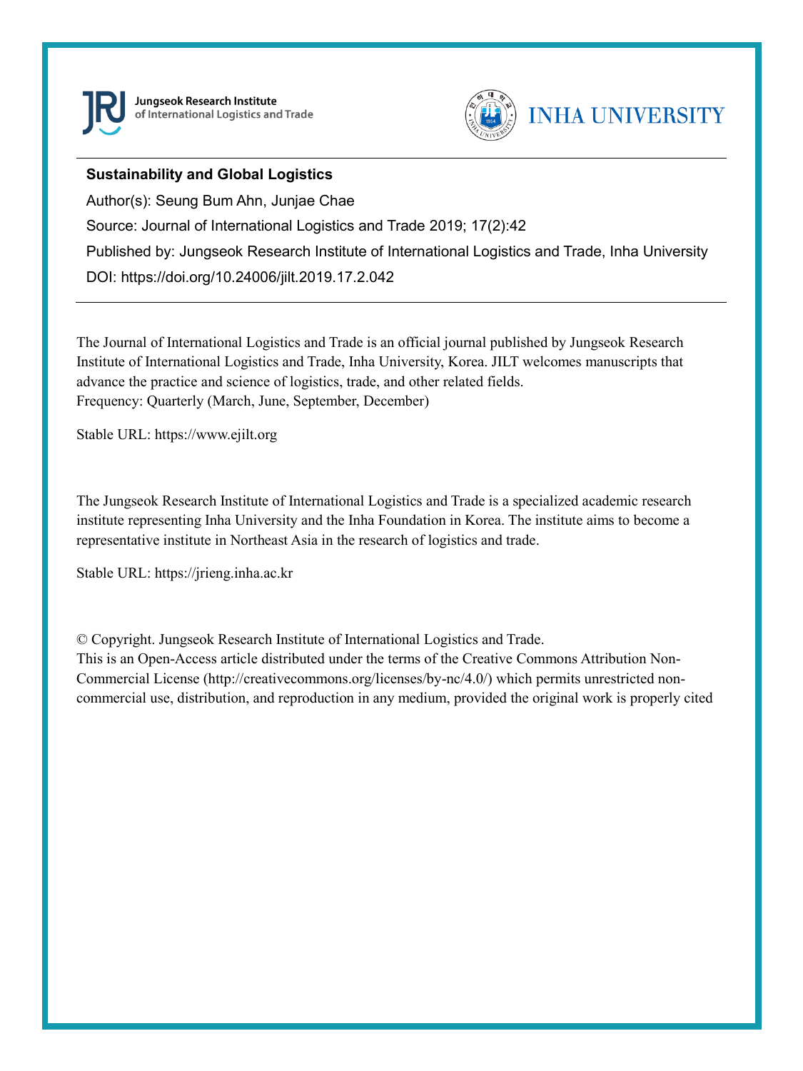Jungseok Research Institute of International Logistics and Trade

INHA UNIVERSITY

**Sustainability and Global Logistics**

Author(s): Seung Bum Ahn, Junjae Chae

Source: Journal of International Logistics and Trade 2019; 17(2):42

Published by: Jungseok Research Institute of International Logistics and Trade, Inha University

DOI: https://doi.org/10.24006/jilt.2019.17.2.042

---

The Journal of International Logistics and Trade is an official journal published by Jungseok Research Institute of International Logistics and Trade, Inha University, Korea. JILT welcomes manuscripts that advance the practice and science of logistics, trade, and other related fields.
Frequency: Quarterly (March, June, September, December)

Stable URL: https://www.ejilt.org

The Jungseok Research Institute of International Logistics and Trade is a specialized academic research institute representing Inha University and the Inha Foundation in Korea. The institute aims to become a representative institute in Northeast Asia in the research of logistics and trade.

Stable URL: https://jrieng.inha.ac.kr

© Copyright. Jungseok Research Institute of International Logistics and Trade.
This is an Open-Access article distributed under the terms of the Creative Commons Attribution Non-Commercial License (http://creativecommons.org/licenses/by-nc/4.0/) which permits unrestricted non-commercial use, distribution, and reproduction in any medium, provided the original work is properly cited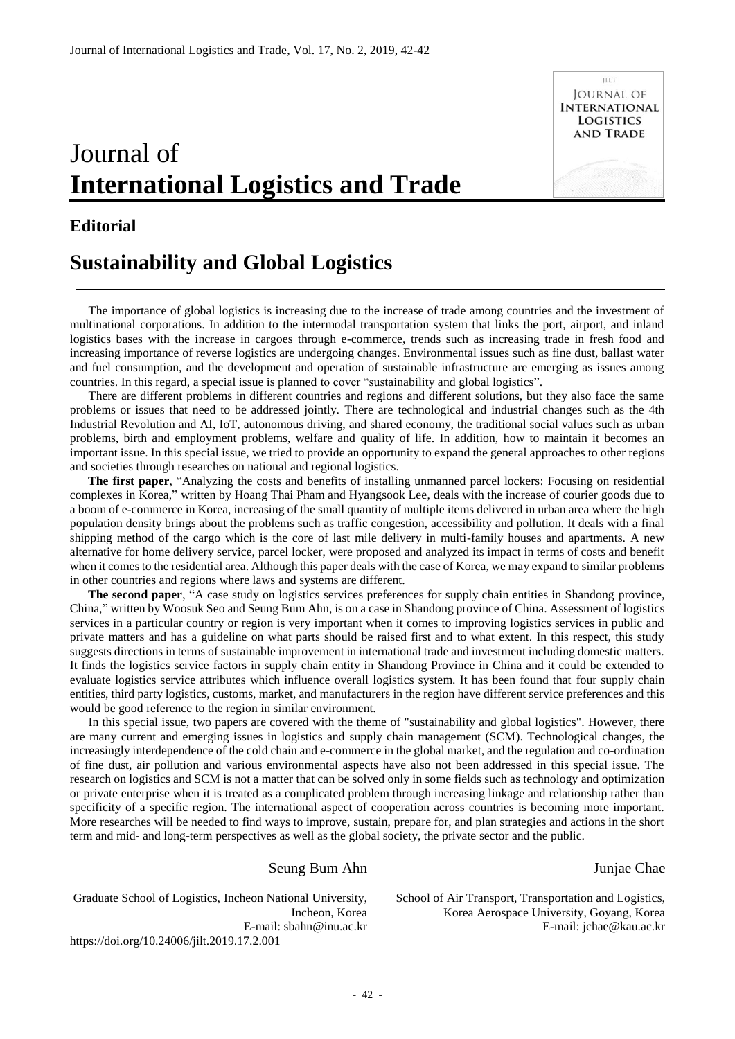# Journal of **International Logistics and Trade**

## Editorial

## Sustainability and Global Logistics

The importance of global logistics is increasing due to the increase of trade among countries and the investment of multinational corporations. In addition to the intermodal transportation system that links the port, airport, and inland logistics bases with the increase in cargoes through e-commerce, trends such as increasing trade in fresh food and increasing importance of reverse logistics are undergoing changes. Environmental issues such as fine dust, ballast water and fuel consumption, and the development and operation of sustainable infrastructure are emerging as issues among countries. In this regard, a special issue is planned to cover "sustainability and global logistics".

There are different problems in different countries and regions and different solutions, but they also face the same problems or issues that need to be addressed jointly. There are technological and industrial changes such as the 4th Industrial Revolution and AI, IoT, autonomous driving, and shared economy, the traditional social values such as urban problems, birth and employment problems, welfare and quality of life. In addition, how to maintain it becomes an important issue. In this special issue, we tried to provide an opportunity to expand the general approaches to other regions and societies through researches on national and regional logistics.

**The first paper**, "Analyzing the costs and benefits of installing unmanned parcel lockers: Focusing on residential complexes in Korea," written by Hoang Thai Pham and Hyangsook Lee, deals with the increase of courier goods due to a boom of e-commerce in Korea, increasing of the small quantity of multiple items delivered in urban area where the high population density brings about the problems such as traffic congestion, accessibility and pollution. It deals with a final shipping method of the cargo which is the core of last mile delivery in multi-family houses and apartments. A new alternative for home delivery service, parcel locker, were proposed and analyzed its impact in terms of costs and benefit when it comes to the residential area. Although this paper deals with the case of Korea, we may expand to similar problems in other countries and regions where laws and systems are different.

**The second paper**, "A case study on logistics services preferences for supply chain entities in Shandong province, China," written by Woosuk Seo and Seung Bum Ahn, is on a case in Shandong province of China. Assessment of logistics services in a particular country or region is very important when it comes to improving logistics services in public and private matters and has a guideline on what parts should be raised first and to what extent. In this respect, this study suggests directions in terms of sustainable improvement in international trade and investment including domestic matters. It finds the logistics service factors in supply chain entity in Shandong Province in China and it could be extended to evaluate logistics service attributes which influence overall logistics system. It has been found that four supply chain entities, third party logistics, customs, market, and manufacturers in the region have different service preferences and this would be good reference to the region in similar environment.

In this special issue, two papers are covered with the theme of "sustainability and global logistics". However, there are many current and emerging issues in logistics and supply chain management (SCM). Technological changes, the increasingly interdependence of the cold chain and e-commerce in the global market, and the regulation and co-ordination of fine dust, air pollution and various environmental aspects have also not been addressed in this special issue. The research on logistics and SCM is not a matter that can be solved only in some fields such as technology and optimization or private enterprise when it is treated as a complicated problem through increasing linkage and relationship rather than specificity of a specific region. The international aspect of cooperation across countries is becoming more important. More researches will be needed to find ways to improve, sustain, prepare for, and plan strategies and actions in the short term and mid- and long-term perspectives as well as the global society, the private sector and the public.

Seung Bum Ahn

Graduate School of Logistics, Incheon National University, Incheon, Korea
E-mail: sbahn@inu.ac.kr

Junjae Chae

School of Air Transport, Transportation and Logistics, Korea Aerospace University, Goyang, Korea
E-mail: jchae@kau.ac.kr

https://doi.org/10.24006/jilt.2019.17.2.001